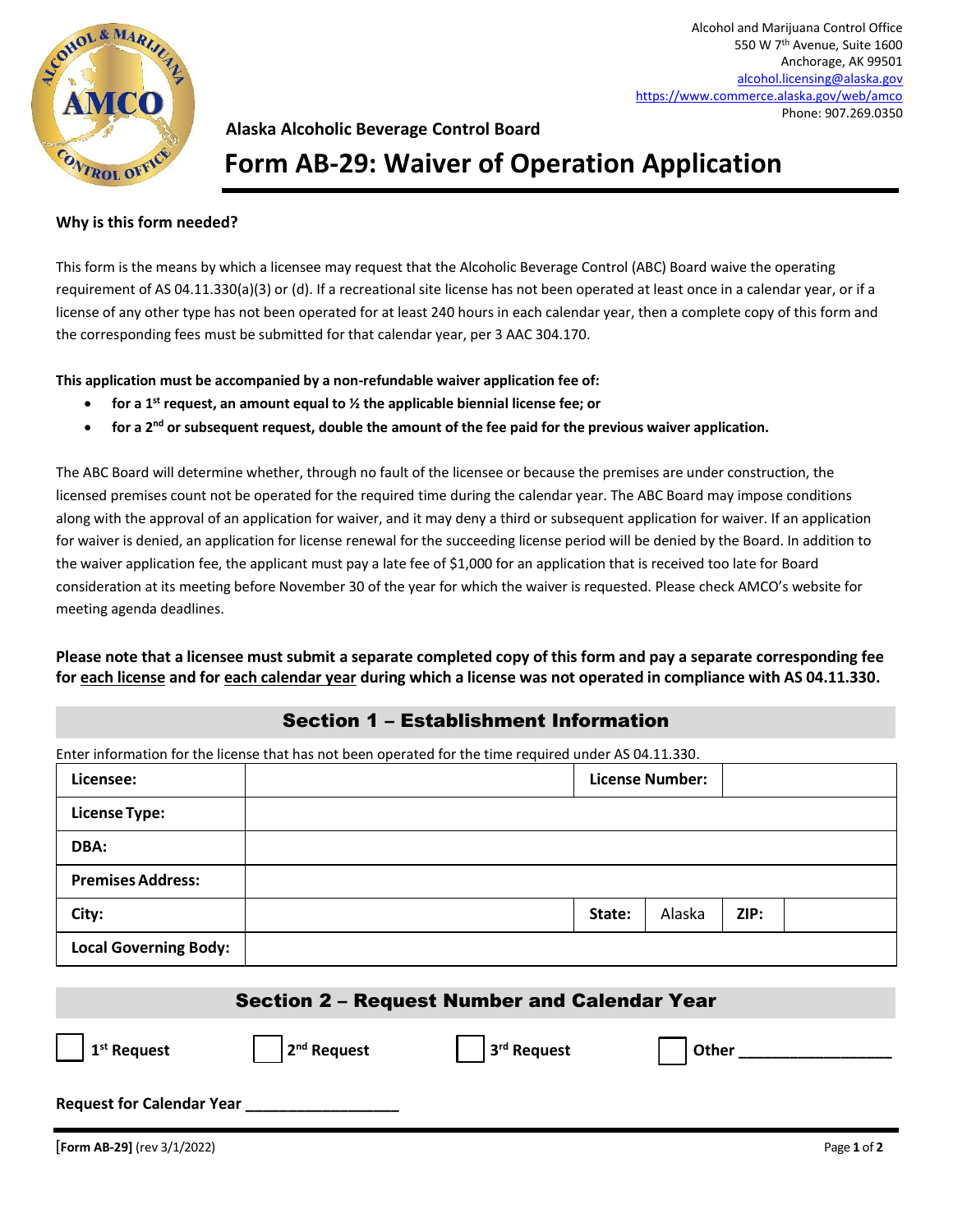Alcohol and Marijuana Control Office
550 W 7th Avenue, Suite 1600
Anchorage, AK 99501
alcohol.licensing@alaska.gov
https://www.commerce.alaska.gov/web/amco
Phone: 907.269.0350

**Alaska Alcoholic Beverage Control Board**

# Form AB-29: Waiver of Operation Application

**Why is this form needed?**

This form is the means by which a licensee may request that the Alcoholic Beverage Control (ABC) Board waive the operating requirement of AS 04.11.330(a)(3) or (d). If a recreational site license has not been operated at least once in a calendar year, or if a license of any other type has not been operated for at least 240 hours in each calendar year, then a complete copy of this form and the corresponding fees must be submitted for that calendar year, per 3 AAC 304.170.

**This application must be accompanied by a non-refundable waiver application fee of:**

- **for a 1st request, an amount equal to ½ the applicable biennial license fee; or**
- **for a 2nd or subsequent request, double the amount of the fee paid for the previous waiver application.**

The ABC Board will determine whether, through no fault of the licensee or because the premises are under construction, the licensed premises count not be operated for the required time during the calendar year. The ABC Board may impose conditions along with the approval of an application for waiver, and it may deny a third or subsequent application for waiver. If an application for waiver is denied, an application for license renewal for the succeeding license period will be denied by the Board. In addition to the waiver application fee, the applicant must pay a late fee of $1,000 for an application that is received too late for Board consideration at its meeting before November 30 of the year for which the waiver is requested. Please check AMCO's website for meeting agenda deadlines.

**Please note that a licensee must submit a separate completed copy of this form and pay a separate corresponding fee for each license and for each calendar year during which a license was not operated in compliance with AS 04.11.330.**

## Section 1 – Establishment Information

Enter information for the license that has not been operated for the time required under AS 04.11.330.

| **Licensee:** | | **License Number:** | | | |
|---|---|---|---|---|---|
| **License Type:** | | | | | |
| **DBA:** | | | | | |
| **Premises Address:** | | | | | |
| **City:** | | **State:** | Alaska | **ZIP:** | |
| **Local Governing Body:** | | | | | |

## Section 2 – Request Number and Calendar Year

☐ **1st Request** ☐ **2nd Request** ☐ **3rd Request** ☐ **Other** ________________

**Request for Calendar Year** ________________

[Form AB-29] (rev 3/1/2022)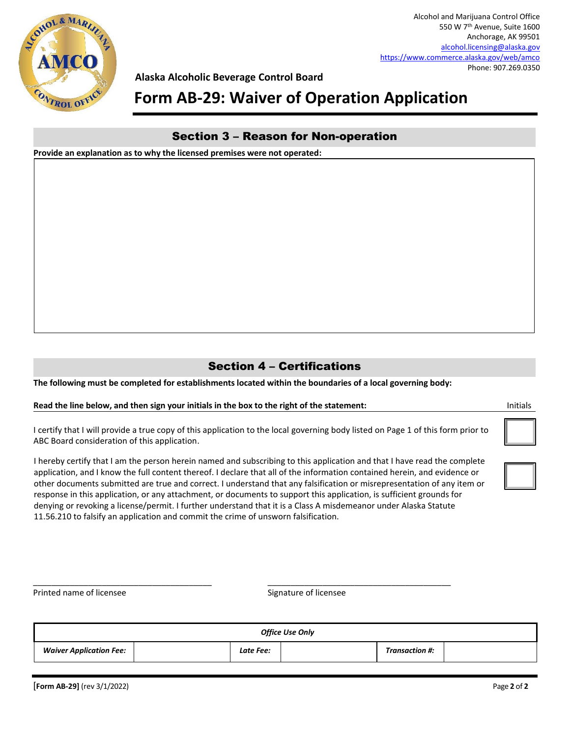Alcohol and Marijuana Control Office
550 W 7th Avenue, Suite 1600
Anchorage, AK 99501
alcohol.licensing@alaska.gov
https://www.commerce.alaska.gov/web/amco
Phone: 907.269.0350

**Alaska Alcoholic Beverage Control Board**

# Form AB-29: Waiver of Operation Application

## Section 3 – Reason for Non-operation

**Provide an explanation as to why the licensed premises were not operated:**

## Section 4 – Certifications

**The following must be completed for establishments located within the boundaries of a local governing body:**

**Read the line below, and then sign your initials in the box to the right of the statement:** Initials

I certify that I will provide a true copy of this application to the local governing body listed on Page 1 of this form prior to ABC Board consideration of this application.

I hereby certify that I am the person herein named and subscribing to this application and that I have read the complete application, and I know the full content thereof. I declare that all of the information contained herein, and evidence or other documents submitted are true and correct. I understand that any falsification or misrepresentation of any item or response in this application, or any attachment, or documents to support this application, is sufficient grounds for denying or revoking a license/permit. I further understand that it is a Class A misdemeanor under Alaska Statute 11.56.210 to falsify an application and commit the crime of unsworn falsification.

_______________________________________ Printed name of licensee

_______________________________________ Signature of licensee

| *Office Use Only* | | | | | |
|---|---|---|---|---|---|
| ***Waiver Application Fee:*** | | ***Late Fee:*** | | ***Transaction #:*** | |

**[Form AB-29]** (rev 3/1/2022)